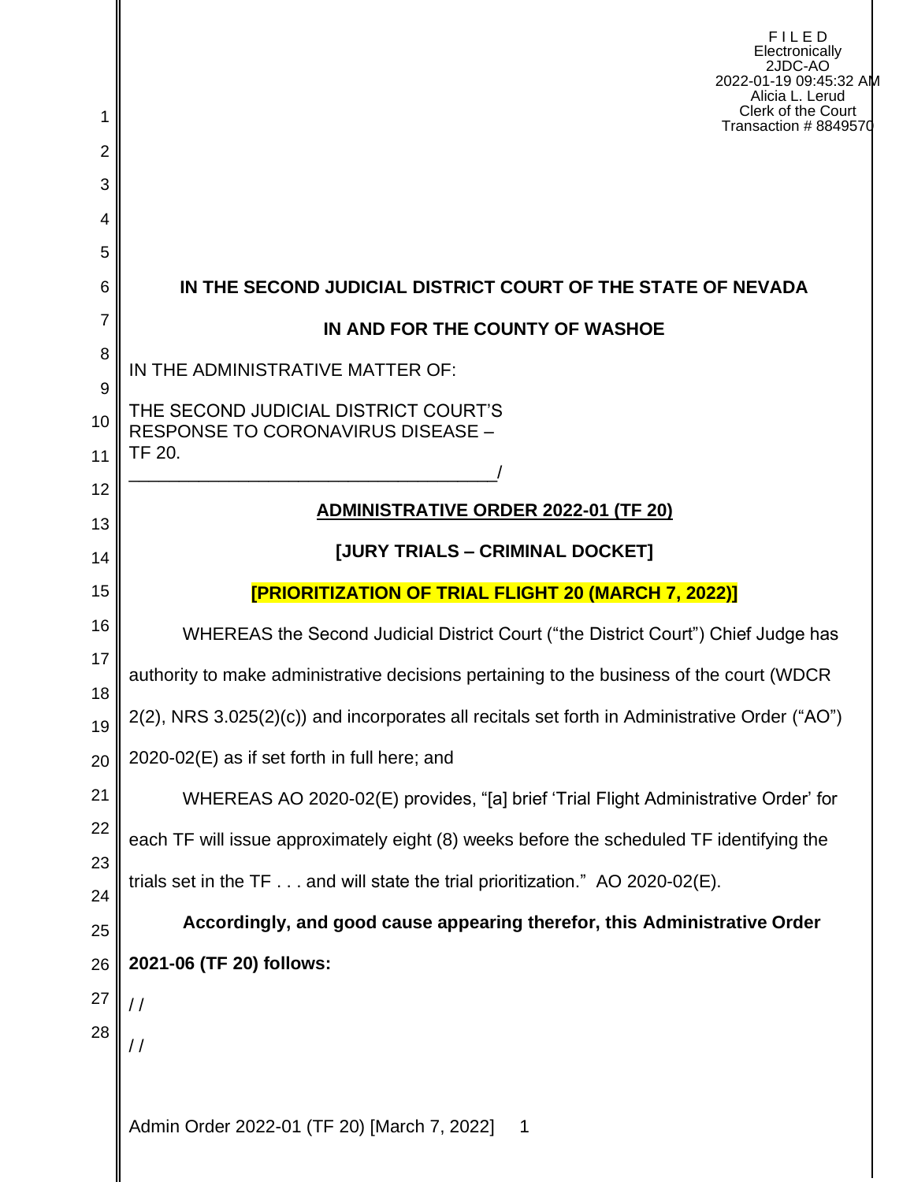F I L E D
Electronically
2JDC-AO
2022-01-19 09:45:32 AM
Alicia L. Lerud
Clerk of the Court
Transaction # 8849570

**IN THE SECOND JUDICIAL DISTRICT COURT OF THE STATE OF NEVADA**

**IN AND FOR THE COUNTY OF WASHOE**

IN THE ADMINISTRATIVE MATTER OF:

THE SECOND JUDICIAL DISTRICT COURT'S RESPONSE TO CORONAVIRUS DISEASE – TF 20.
\_\_\_\_\_\_\_\_\_\_\_\_\_\_\_\_\_\_\_\_\_\_\_\_\_\_\_\_\_\_\_\_\_\_\_\_\_/

**ADMINISTRATIVE ORDER 2022-01 (TF 20)**

**[JURY TRIALS – CRIMINAL DOCKET]**

**[PRIORITIZATION OF TRIAL FLIGHT 20 (MARCH 7, 2022)]**

WHEREAS the Second Judicial District Court ("the District Court") Chief Judge has authority to make administrative decisions pertaining to the business of the court (WDCR 2(2), NRS 3.025(2)(c)) and incorporates all recitals set forth in Administrative Order ("AO") 2020-02(E) as if set forth in full here; and

WHEREAS AO 2020-02(E) provides, "[a] brief 'Trial Flight Administrative Order' for each TF will issue approximately eight (8) weeks before the scheduled TF identifying the trials set in the TF . . . and will state the trial prioritization." AO 2020-02(E).

**Accordingly, and good cause appearing therefor, this Administrative Order 2021-06 (TF 20) follows:**

/ /

/ /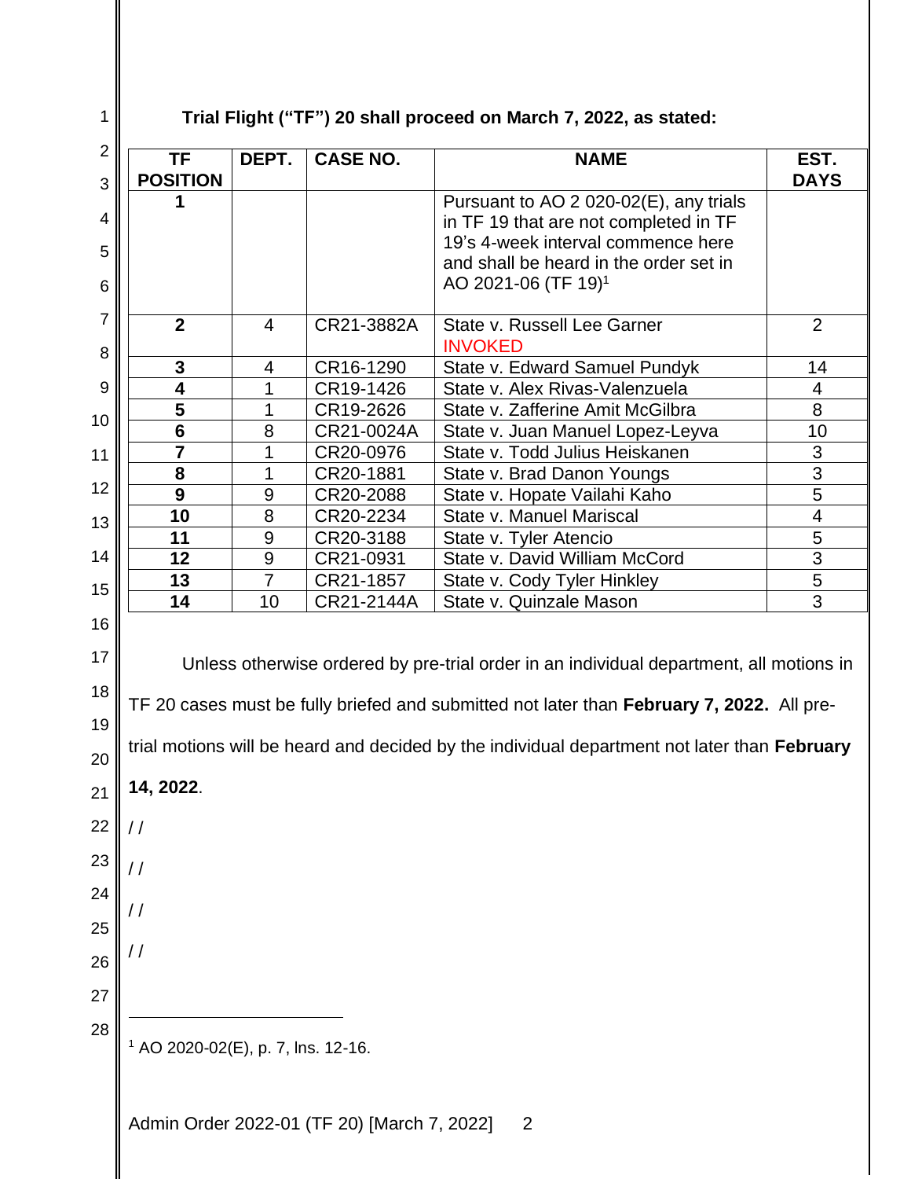**Trial Flight ("TF") 20 shall proceed on March 7, 2022, as stated:**

| TF POSITION | DEPT. | CASE NO. | NAME | EST. DAYS |
|---|---|---|---|---|
| **1** | | | Pursuant to AO 2 020-02(E), any trials in TF 19 that are not completed in TF 19's 4-week interval commence here and shall be heard in the order set in AO 2021-06 (TF 19)[1] | |
| **2** | 4 | CR21-3882A | State v. Russell Lee Garner INVOKED | 2 |
| **3** | 4 | CR16-1290 | State v. Edward Samuel Pundyk | 14 |
| **4** | 1 | CR19-1426 | State v. Alex Rivas-Valenzuela | 4 |
| **5** | 1 | CR19-2626 | State v. Zafferine Amit McGilbra | 8 |
| **6** | 8 | CR21-0024A | State v. Juan Manuel Lopez-Leyva | 10 |
| **7** | 1 | CR20-0976 | State v. Todd Julius Heiskanen | 3 |
| **8** | 1 | CR20-1881 | State v. Brad Danon Youngs | 3 |
| **9** | 9 | CR20-2088 | State v. Hopate Vailahi Kaho | 5 |
| **10** | 8 | CR20-2234 | State v. Manuel Mariscal | 4 |
| **11** | 9 | CR20-3188 | State v. Tyler Atencio | 5 |
| **12** | 9 | CR21-0931 | State v. David William McCord | 3 |
| **13** | 7 | CR21-1857 | State v. Cody Tyler Hinkley | 5 |
| **14** | 10 | CR21-2144A | State v. Quinzale Mason | 3 |

Unless otherwise ordered by pre-trial order in an individual department, all motions in TF 20 cases must be fully briefed and submitted not later than **February 7, 2022.** All pre-trial motions will be heard and decided by the individual department not later than **February 14, 2022**.

/ /

/ /

/ /

/ /

[1] AO 2020-02(E), p. 7, lns. 12-16.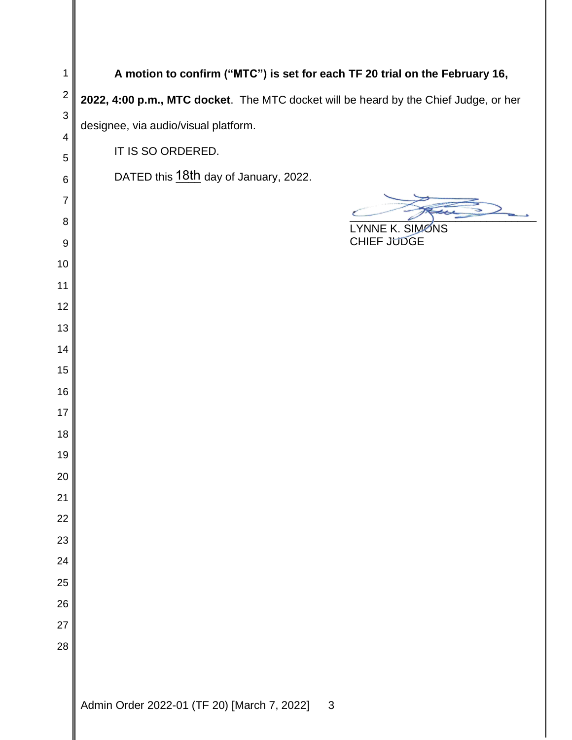**A motion to confirm ("MTC") is set for each TF 20 trial on the February 16, 2022, 4:00 p.m., MTC docket**. The MTC docket will be heard by the Chief Judge, or her designee, via audio/visual platform.

IT IS SO ORDERED.

DATED this 18th day of January, 2022.

LYNNE K. SIMONS
CHIEF JUDGE